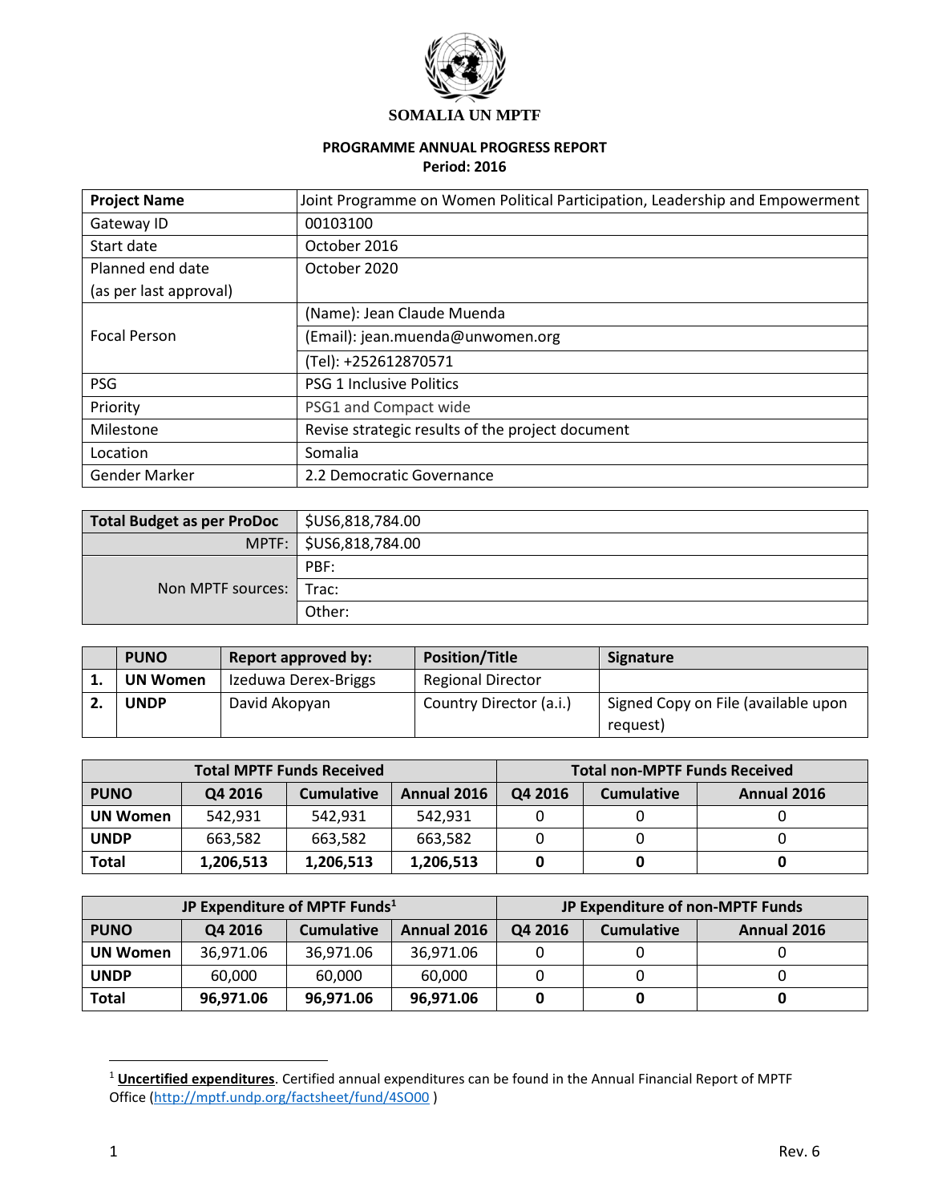# SOMALIA UN MPTF

## PROGRAMME ANNUAL PROGRESS REPORT
**Period: 2016**

| **Project Name** | Joint Programme on Women Political Participation, Leadership and Empowerment |
|---|---|
| Gateway ID | 00103100 |
| Start date | October 2016 |
| Planned end date (as per last approval) | October 2020 |
| Focal Person | (Name): Jean Claude Muenda |
| | (Email): jean.muenda@unwomen.org |
| | (Tel): +252612870571 |
| PSG | PSG 1 Inclusive Politics |
| Priority | PSG1 and Compact wide |
| Milestone | Revise strategic results of the project document |
| Location | Somalia |
| Gender Marker | 2.2 Democratic Governance |

| **Total Budget as per ProDoc** | $US6,818,784.00 |
|---|---|
| MPTF: | $US6,818,784.00 |
| Non MPTF sources: | PBF: |
| | Trac: |
| | Other: |

| | **PUNO** | **Report approved by:** | **Position/Title** | **Signature** |
|---|---|---|---|---|
| **1.** | **UN Women** | Izeduwa Derex-Briggs | Regional Director | |
| **2.** | **UNDP** | David Akopyan | Country Director (a.i.) | Signed Copy on File (available upon request) |

| **Total MPTF Funds Received** | | | | **Total non-MPTF Funds Received** | | |
|---|---|---|---|---|---|---|
| **PUNO** | **Q4 2016** | **Cumulative** | **Annual 2016** | **Q4 2016** | **Cumulative** | **Annual 2016** |
| **UN Women** | 542,931 | 542,931 | 542,931 | 0 | 0 | 0 |
| **UNDP** | 663,582 | 663,582 | 663,582 | 0 | 0 | 0 |
| **Total** | **1,206,513** | **1,206,513** | **1,206,513** | **0** | **0** | **0** |

| **JP Expenditure of MPTF Funds[1]** | | | | **JP Expenditure of non-MPTF Funds** | | |
|---|---|---|---|---|---|---|
| **PUNO** | **Q4 2016** | **Cumulative** | **Annual 2016** | **Q4 2016** | **Cumulative** | **Annual 2016** |
| **UN Women** | 36,971.06 | 36,971.06 | 36,971.06 | 0 | 0 | 0 |
| **UNDP** | 60,000 | 60,000 | 60,000 | 0 | 0 | 0 |
| **Total** | **96,971.06** | **96,971.06** | **96,971.06** | **0** | **0** | **0** |

[1] **Uncertified expenditures**. Certified annual expenditures can be found in the Annual Financial Report of MPTF Office (http://mptf.undp.org/factsheet/fund/4SO00 )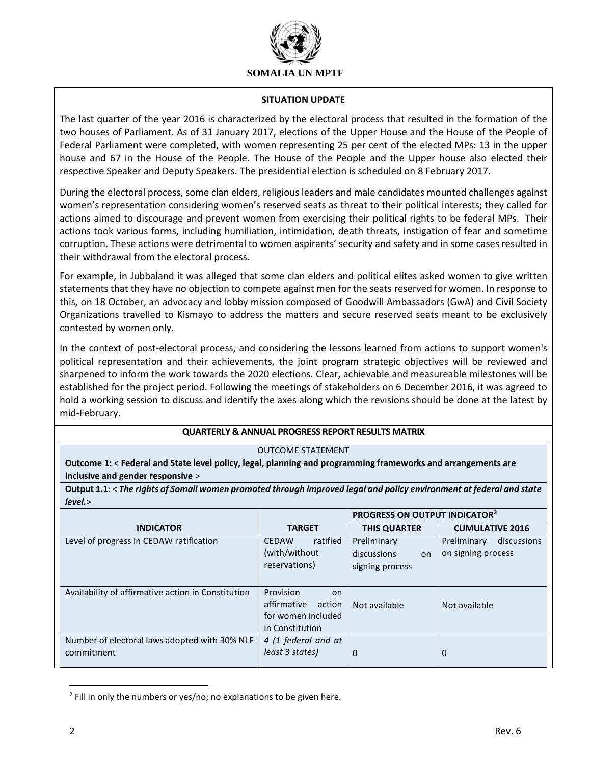**SOMALIA UN MPTF**

**SITUATION UPDATE**

The last quarter of the year 2016 is characterized by the electoral process that resulted in the formation of the two houses of Parliament. As of 31 January 2017, elections of the Upper House and the House of the People of Federal Parliament were completed, with women representing 25 per cent of the elected MPs: 13 in the upper house and 67 in the House of the People. The House of the People and the Upper house also elected their respective Speaker and Deputy Speakers. The presidential election is scheduled on 8 February 2017.

During the electoral process, some clan elders, religious leaders and male candidates mounted challenges against women's representation considering women's reserved seats as threat to their political interests; they called for actions aimed to discourage and prevent women from exercising their political rights to be federal MPs. Their actions took various forms, including humiliation, intimidation, death threats, instigation of fear and sometime corruption. These actions were detrimental to women aspirants' security and safety and in some cases resulted in their withdrawal from the electoral process.

For example, in Jubbaland it was alleged that some clan elders and political elites asked women to give written statements that they have no objection to compete against men for the seats reserved for women. In response to this, on 18 October, an advocacy and lobby mission composed of Goodwill Ambassadors (GwA) and Civil Society Organizations travelled to Kismayo to address the matters and secure reserved seats meant to be exclusively contested by women only.

In the context of post-electoral process, and considering the lessons learned from actions to support women's political representation and their achievements, the joint program strategic objectives will be reviewed and sharpened to inform the work towards the 2020 elections. Clear, achievable and measureable milestones will be established for the project period. Following the meetings of stakeholders on 6 December 2016, it was agreed to hold a working session to discuss and identify the axes along which the revisions should be done at the latest by mid-February.

**QUARTERLY & ANNUAL PROGRESS REPORT RESULTS MATRIX**

OUTCOME STATEMENT

**Outcome 1:** < **Federal and State level policy, legal, planning and programming frameworks and arrangements are inclusive and gender responsive** >

**Output 1.1**: < ***The rights of Somali women promoted through improved legal and policy environment at federal and state level.***>

| INDICATOR | TARGET | PROGRESS ON OUTPUT INDICATOR[2] | |
|---|---|---|---|
| | | **THIS QUARTER** | **CUMULATIVE 2016** |
| Level of progress in CEDAW ratification | CEDAW ratified (with/without reservations) | Preliminary discussions on signing process | Preliminary discussions on signing process |
| Availability of affirmative action in Constitution | Provision on affirmative action for women included in Constitution | Not available | Not available |
| Number of electoral laws adopted with 30% NLF commitment | *4 (1 federal and at least 3 states)* | 0 | 0 |

[2] Fill in only the numbers or yes/no; no explanations to be given here.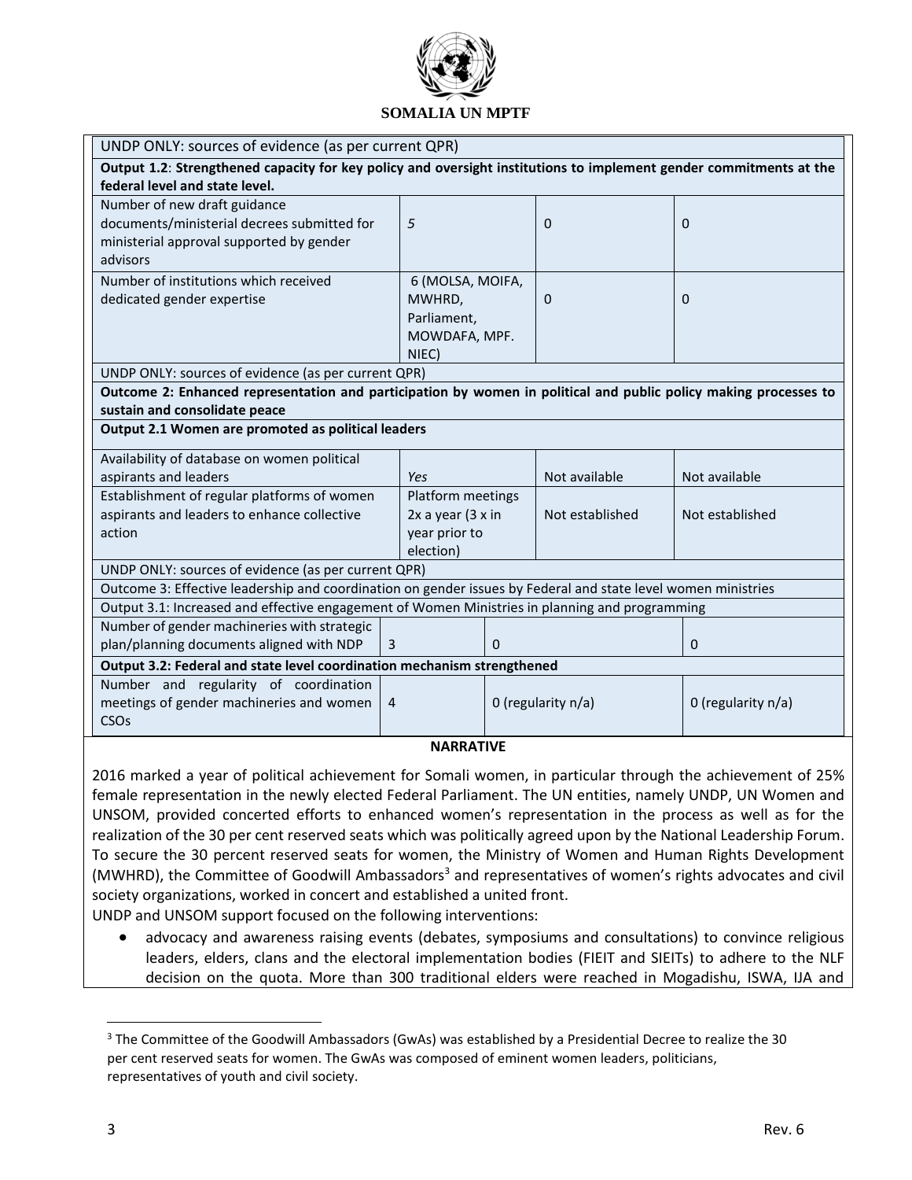**SOMALIA UN MPTF**

| | | | |
|---|---|---|---|
| UNDP ONLY: sources of evidence (as per current QPR) | | | |
| **Output 1.2**: **Strengthened capacity for key policy and oversight institutions to implement gender commitments at the federal level and state level.** | | | |
| Number of new draft guidance documents/ministerial decrees submitted for ministerial approval supported by gender advisors | *5* | 0 | 0 |
| Number of institutions which received dedicated gender expertise | 6 (MOLSA, MOIFA, MWHRD, Parliament, MOWDAFA, MPF. NIEC) | 0 | 0 |
| UNDP ONLY: sources of evidence (as per current QPR) | | | |
| **Outcome 2: Enhanced representation and participation by women in political and public policy making processes to sustain and consolidate peace** | | | |
| **Output 2.1 Women are promoted as political leaders** | | | |
| Availability of database on women political aspirants and leaders | *Yes* | Not available | Not available |
| Establishment of regular platforms of women aspirants and leaders to enhance collective action | Platform meetings 2x a year (3 x in year prior to election) | Not established | Not established |
| UNDP ONLY: sources of evidence (as per current QPR) | | | |
| Outcome 3: Effective leadership and coordination on gender issues by Federal and state level women ministries | | | |
| Output 3.1: Increased and effective engagement of Women Ministries in planning and programming | | | |
| Number of gender machineries with strategic plan/planning documents aligned with NDP | 3 | 0 | 0 |
| **Output 3.2: Federal and state level coordination mechanism strengthened** | | | |
| Number and regularity of coordination meetings of gender machineries and women CSOs | 4 | 0 (regularity n/a) | 0 (regularity n/a) |

**NARRATIVE**

2016 marked a year of political achievement for Somali women, in particular through the achievement of 25% female representation in the newly elected Federal Parliament. The UN entities, namely UNDP, UN Women and UNSOM, provided concerted efforts to enhanced women's representation in the process as well as for the realization of the 30 per cent reserved seats which was politically agreed upon by the National Leadership Forum. To secure the 30 percent reserved seats for women, the Ministry of Women and Human Rights Development (MWHRD), the Committee of Goodwill Ambassadors[3] and representatives of women's rights advocates and civil society organizations, worked in concert and established a united front.

UNDP and UNSOM support focused on the following interventions:

- advocacy and awareness raising events (debates, symposiums and consultations) to convince religious leaders, elders, clans and the electoral implementation bodies (FIEIT and SIEITs) to adhere to the NLF decision on the quota. More than 300 traditional elders were reached in Mogadishu, ISWA, IJA and

[3] The Committee of the Goodwill Ambassadors (GwAs) was established by a Presidential Decree to realize the 30 per cent reserved seats for women. The GwAs was composed of eminent women leaders, politicians, representatives of youth and civil society.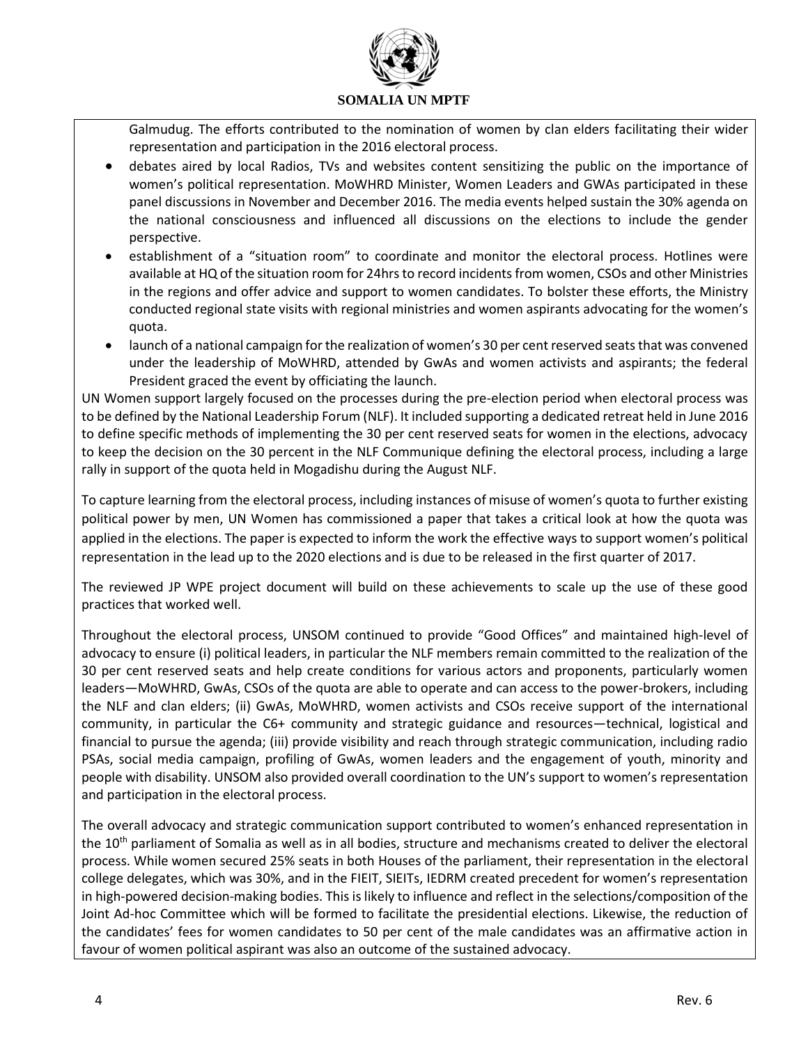Galmudug. The efforts contributed to the nomination of women by clan elders facilitating their wider representation and participation in the 2016 electoral process.

- debates aired by local Radios, TVs and websites content sensitizing the public on the importance of women's political representation. MoWHRD Minister, Women Leaders and GWAs participated in these panel discussions in November and December 2016. The media events helped sustain the 30% agenda on the national consciousness and influenced all discussions on the elections to include the gender perspective.
- establishment of a "situation room" to coordinate and monitor the electoral process. Hotlines were available at HQ of the situation room for 24hrs to record incidents from women, CSOs and other Ministries in the regions and offer advice and support to women candidates. To bolster these efforts, the Ministry conducted regional state visits with regional ministries and women aspirants advocating for the women's quota.
- launch of a national campaign for the realization of women's 30 per cent reserved seats that was convened under the leadership of MoWHRD, attended by GwAs and women activists and aspirants; the federal President graced the event by officiating the launch.

UN Women support largely focused on the processes during the pre-election period when electoral process was to be defined by the National Leadership Forum (NLF). It included supporting a dedicated retreat held in June 2016 to define specific methods of implementing the 30 per cent reserved seats for women in the elections, advocacy to keep the decision on the 30 percent in the NLF Communique defining the electoral process, including a large rally in support of the quota held in Mogadishu during the August NLF.

To capture learning from the electoral process, including instances of misuse of women's quota to further existing political power by men, UN Women has commissioned a paper that takes a critical look at how the quota was applied in the elections. The paper is expected to inform the work the effective ways to support women's political representation in the lead up to the 2020 elections and is due to be released in the first quarter of 2017.

The reviewed JP WPE project document will build on these achievements to scale up the use of these good practices that worked well.

Throughout the electoral process, UNSOM continued to provide "Good Offices" and maintained high-level of advocacy to ensure (i) political leaders, in particular the NLF members remain committed to the realization of the 30 per cent reserved seats and help create conditions for various actors and proponents, particularly women leaders—MoWHRD, GwAs, CSOs of the quota are able to operate and can access to the power-brokers, including the NLF and clan elders; (ii) GwAs, MoWHRD, women activists and CSOs receive support of the international community, in particular the C6+ community and strategic guidance and resources—technical, logistical and financial to pursue the agenda; (iii) provide visibility and reach through strategic communication, including radio PSAs, social media campaign, profiling of GwAs, women leaders and the engagement of youth, minority and people with disability. UNSOM also provided overall coordination to the UN's support to women's representation and participation in the electoral process.

The overall advocacy and strategic communication support contributed to women's enhanced representation in the 10th parliament of Somalia as well as in all bodies, structure and mechanisms created to deliver the electoral process. While women secured 25% seats in both Houses of the parliament, their representation in the electoral college delegates, which was 30%, and in the FIEIT, SIEITs, IEDRM created precedent for women's representation in high-powered decision-making bodies. This is likely to influence and reflect in the selections/composition of the Joint Ad-hoc Committee which will be formed to facilitate the presidential elections. Likewise, the reduction of the candidates' fees for women candidates to 50 per cent of the male candidates was an affirmative action in favour of women political aspirant was also an outcome of the sustained advocacy.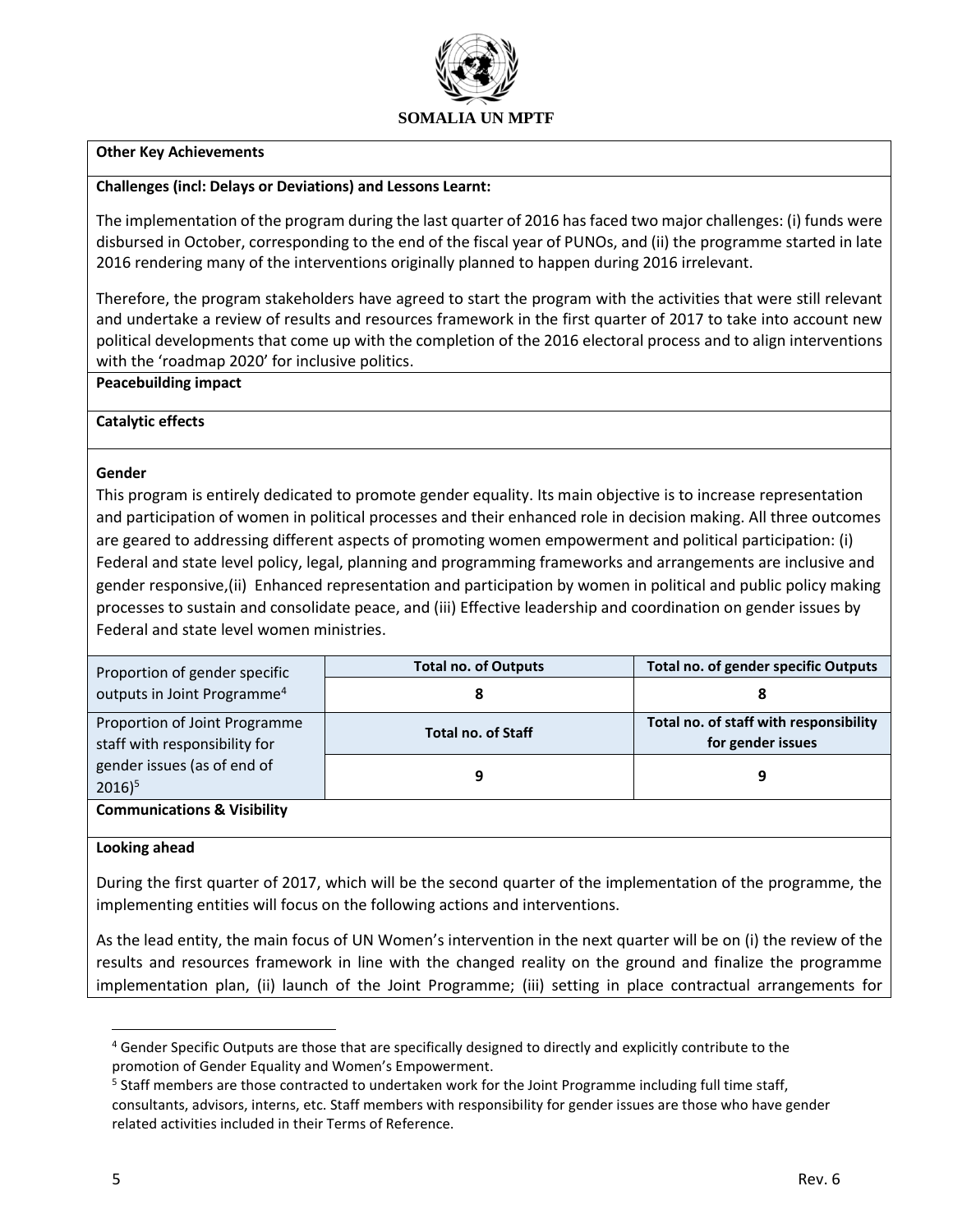**Other Key Achievements**

**Challenges (incl: Delays or Deviations) and Lessons Learnt:**

The implementation of the program during the last quarter of 2016 has faced two major challenges: (i) funds were disbursed in October, corresponding to the end of the fiscal year of PUNOs, and (ii) the programme started in late 2016 rendering many of the interventions originally planned to happen during 2016 irrelevant.

Therefore, the program stakeholders have agreed to start the program with the activities that were still relevant and undertake a review of results and resources framework in the first quarter of 2017 to take into account new political developments that come up with the completion of the 2016 electoral process and to align interventions with the 'roadmap 2020' for inclusive politics.

**Peacebuilding impact**

**Catalytic effects**

**Gender**

This program is entirely dedicated to promote gender equality. Its main objective is to increase representation and participation of women in political processes and their enhanced role in decision making. All three outcomes are geared to addressing different aspects of promoting women empowerment and political participation: (i) Federal and state level policy, legal, planning and programming frameworks and arrangements are inclusive and gender responsive,(ii) Enhanced representation and participation by women in political and public policy making processes to sustain and consolidate peace, and (iii) Effective leadership and coordination on gender issues by Federal and state level women ministries.

| | **Total no. of Outputs** | **Total no. of gender specific Outputs** |
|---|---|---|
| Proportion of gender specific outputs in Joint Programme[4] | **8** | **8** |
| | **Total no. of Staff** | **Total no. of staff with responsibility for gender issues** |
| Proportion of Joint Programme staff with responsibility for gender issues (as of end of 2016)[5] | **9** | **9** |

**Communications & Visibility**

**Looking ahead**

During the first quarter of 2017, which will be the second quarter of the implementation of the programme, the implementing entities will focus on the following actions and interventions.

As the lead entity, the main focus of UN Women's intervention in the next quarter will be on (i) the review of the results and resources framework in line with the changed reality on the ground and finalize the programme implementation plan, (ii) launch of the Joint Programme; (iii) setting in place contractual arrangements for

---

[4] Gender Specific Outputs are those that are specifically designed to directly and explicitly contribute to the promotion of Gender Equality and Women's Empowerment.

[5] Staff members are those contracted to undertaken work for the Joint Programme including full time staff, consultants, advisors, interns, etc. Staff members with responsibility for gender issues are those who have gender related activities included in their Terms of Reference.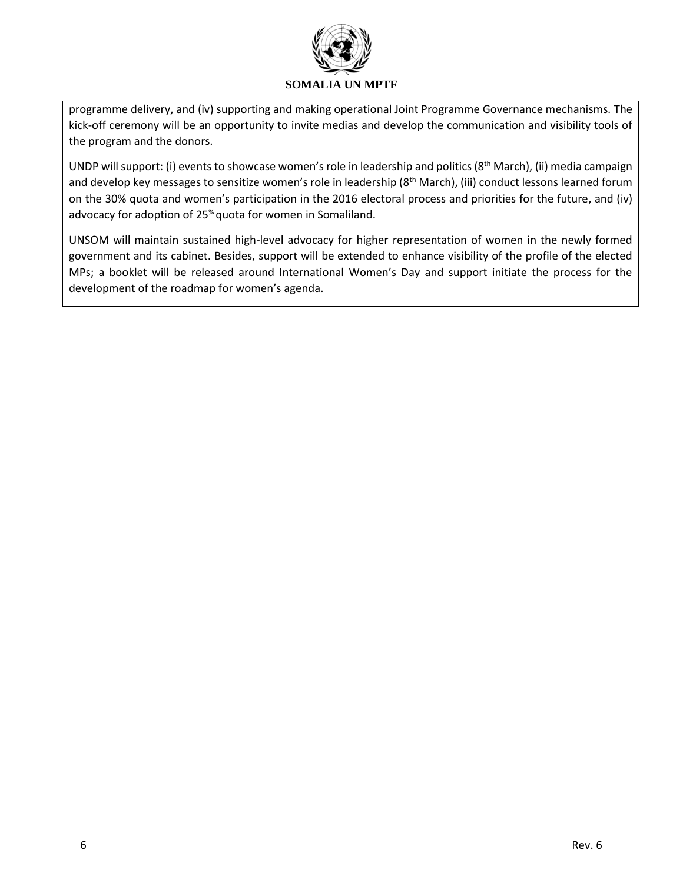programme delivery, and (iv) supporting and making operational Joint Programme Governance mechanisms. The kick-off ceremony will be an opportunity to invite medias and develop the communication and visibility tools of the program and the donors.

UNDP will support: (i) events to showcase women's role in leadership and politics (8th March), (ii) media campaign and develop key messages to sensitize women's role in leadership (8th March), (iii) conduct lessons learned forum on the 30% quota and women's participation in the 2016 electoral process and priorities for the future, and (iv) advocacy for adoption of 25% quota for women in Somaliland.

UNSOM will maintain sustained high-level advocacy for higher representation of women in the newly formed government and its cabinet. Besides, support will be extended to enhance visibility of the profile of the elected MPs; a booklet will be released around International Women's Day and support initiate the process for the development of the roadmap for women's agenda.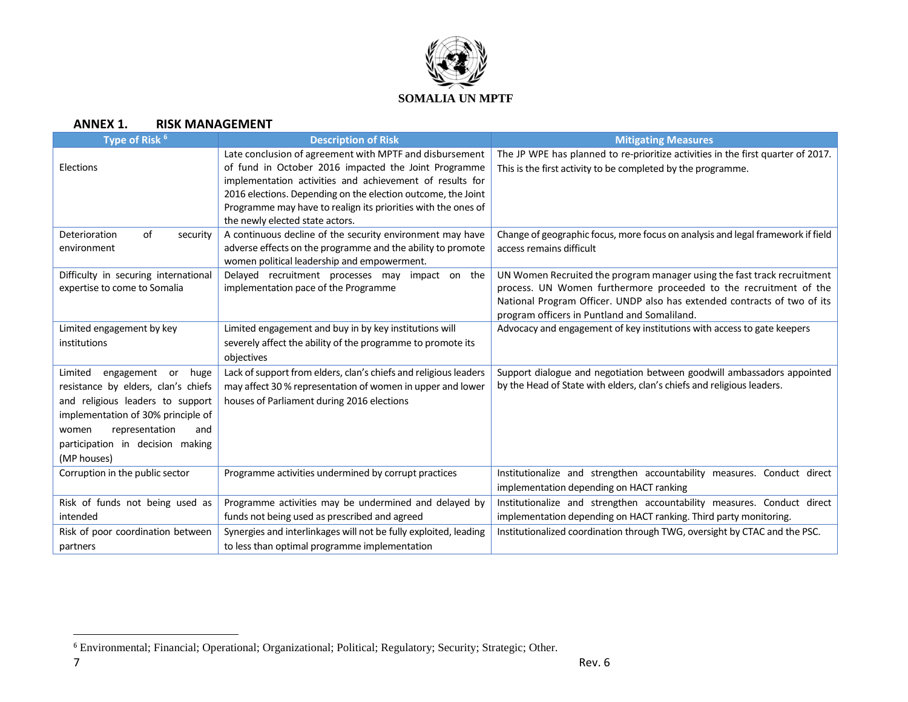SOMALIA UN MPTF

## ANNEX 1. RISK MANAGEMENT

| Type of Risk [6] | Description of Risk | Mitigating Measures |
|---|---|---|
| Elections | Late conclusion of agreement with MPTF and disbursement of fund in October 2016 impacted the Joint Programme implementation activities and achievement of results for 2016 elections. Depending on the election outcome, the Joint Programme may have to realign its priorities with the ones of the newly elected state actors. | The JP WPE has planned to re-prioritize activities in the first quarter of 2017. This is the first activity to be completed by the programme. |
| Deterioration of security environment | A continuous decline of the security environment may have adverse effects on the programme and the ability to promote women political leadership and empowerment. | Change of geographic focus, more focus on analysis and legal framework if field access remains difficult |
| Difficulty in securing international expertise to come to Somalia | Delayed recruitment processes may impact on the implementation pace of the Programme | UN Women Recruited the program manager using the fast track recruitment process. UN Women furthermore proceeded to the recruitment of the National Program Officer. UNDP also has extended contracts of two of its program officers in Puntland and Somaliland. |
| Limited engagement by key institutions | Limited engagement and buy in by key institutions will severely affect the ability of the programme to promote its objectives | Advocacy and engagement of key institutions with access to gate keepers |
| Limited engagement or huge resistance by elders, clan's chiefs and religious leaders to support implementation of 30% principle of women representation and participation in decision making (MP houses) | Lack of support from elders, clan's chiefs and religious leaders may affect 30 % representation of women in upper and lower houses of Parliament during 2016 elections | Support dialogue and negotiation between goodwill ambassadors appointed by the Head of State with elders, clan's chiefs and religious leaders. |
| Corruption in the public sector | Programme activities undermined by corrupt practices | Institutionalize and strengthen accountability measures. Conduct direct implementation depending on HACT ranking |
| Risk of funds not being used as intended | Programme activities may be undermined and delayed by funds not being used as prescribed and agreed | Institutionalize and strengthen accountability measures. Conduct direct implementation depending on HACT ranking. Third party monitoring. |
| Risk of poor coordination between partners | Synergies and interlinkages will not be fully exploited, leading to less than optimal programme implementation | Institutionalized coordination through TWG, oversight by CTAC and the PSC. |

[6] Environmental; Financial; Operational; Organizational; Political; Regulatory; Security; Strategic; Other.